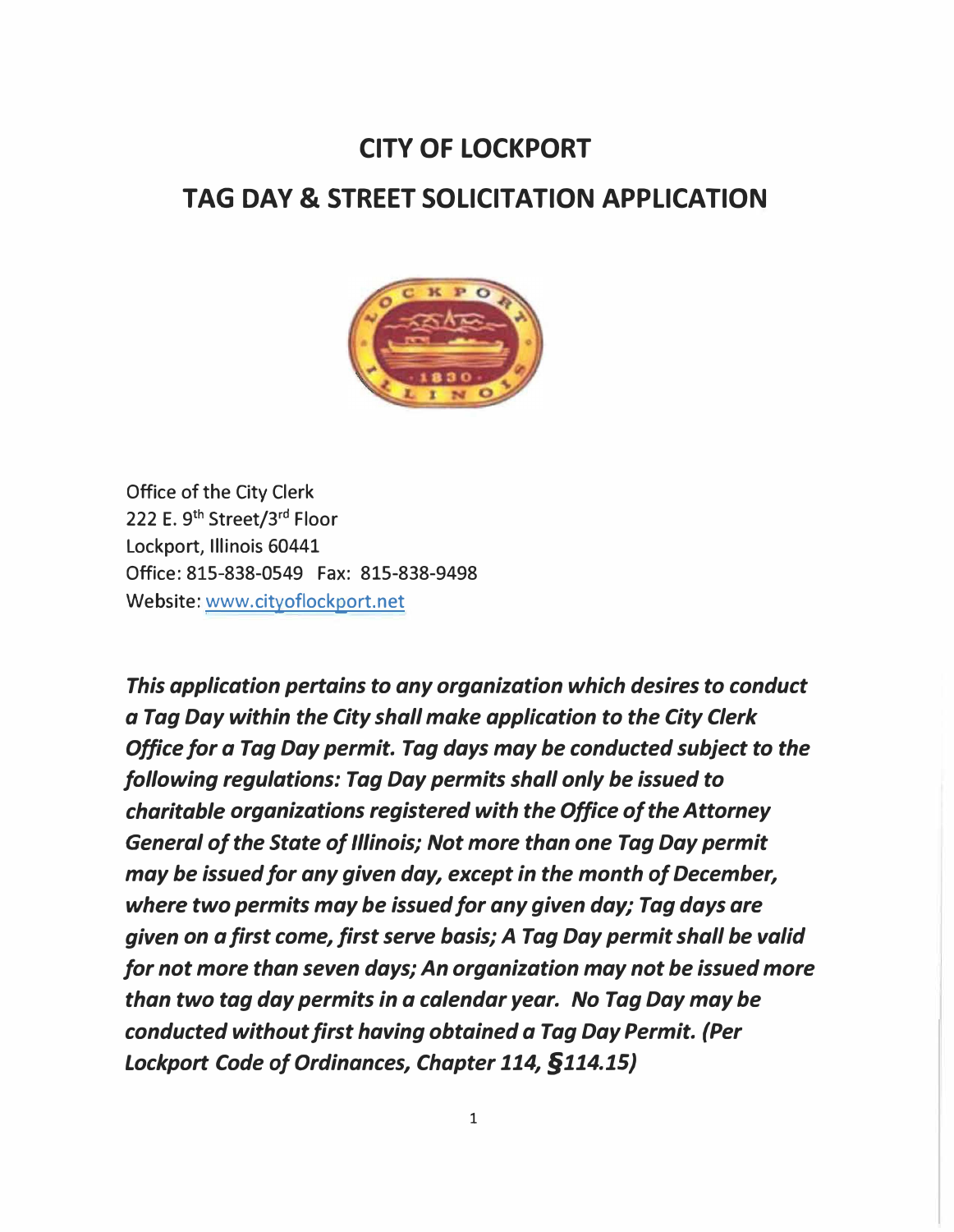# CITY OF LOCKPORT

# TAG DAY & STREET SOLICITATION APPLICATION

Office of the City Clerk
222 E. 9th Street/3rd Floor
Lockport, Illinois 60441
Office: 815-838-0549 Fax: 815-838-9498
Website: www.cityoflockport.net

***This application pertains to any organization which desires to conduct a Tag Day within the City shall make application to the City Clerk Office for a Tag Day permit. Tag days may be conducted subject to the following regulations: Tag Day permits shall only be issued to charitable organizations registered with the Office of the Attorney General of the State of Illinois; Not more than one Tag Day permit may be issued for any given day, except in the month of December, where two permits may be issued for any given day; Tag days are given on a first come, first serve basis; A Tag Day permit shall be valid for not more than seven days; An organization may not be issued more than two tag day permits in a calendar year. No Tag Day may be conducted without first having obtained a Tag Day Permit. (Per Lockport Code of Ordinances, Chapter 114, §114.15)***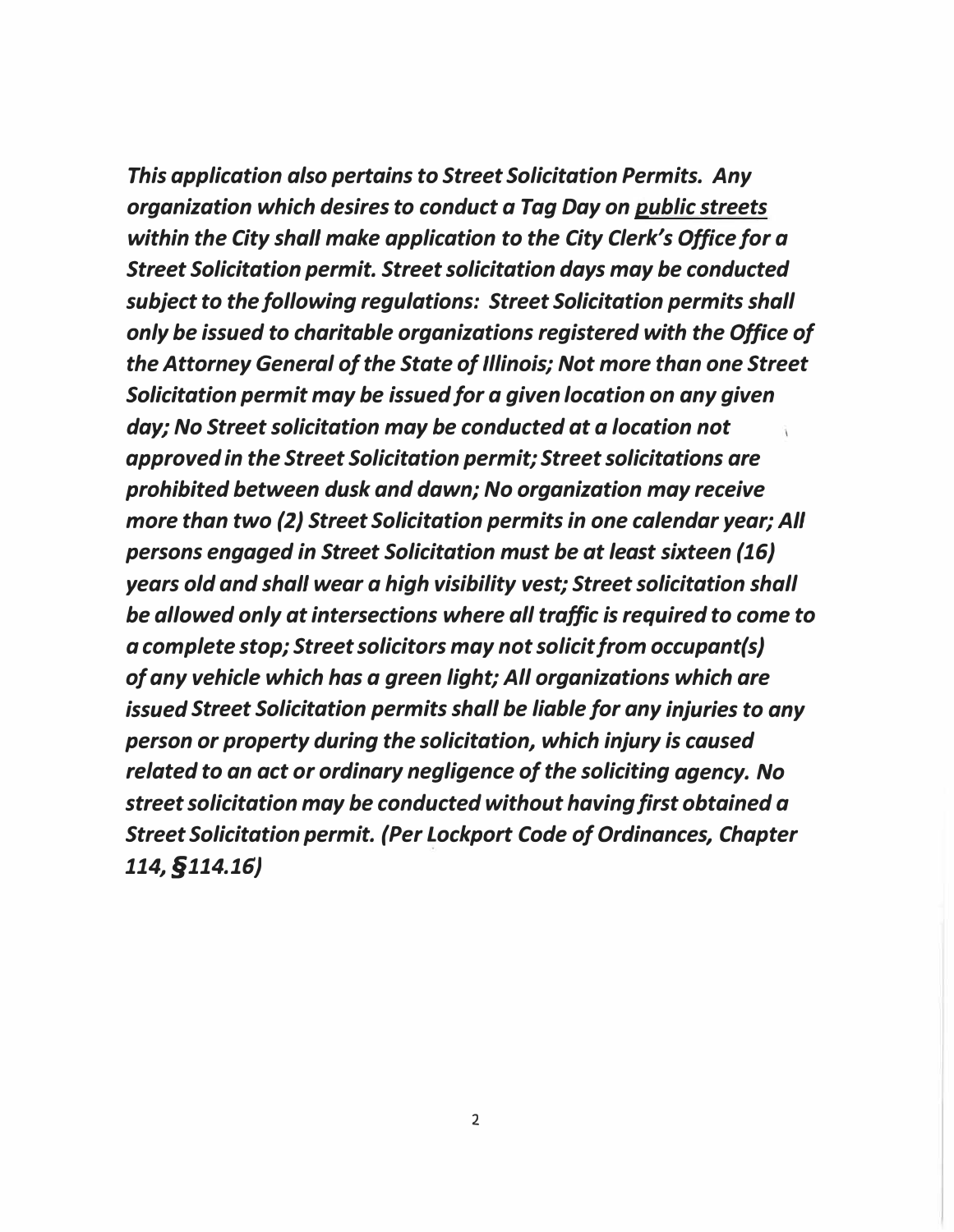*This application also pertains to Street Solicitation Permits. Any organization which desires to conduct a Tag Day on <u>public streets</u> within the City shall make application to the City Clerk's Office for a Street Solicitation permit. Street solicitation days may be conducted subject to the following regulations: Street Solicitation permits shall only be issued to charitable organizations registered with the Office of the Attorney General of the State of Illinois; Not more than one Street Solicitation permit may be issued for a given location on any given day; No Street solicitation may be conducted at a location not approved in the Street Solicitation permit; Street solicitations are prohibited between dusk and dawn; No organization may receive more than two (2) Street Solicitation permits in one calendar year; All persons engaged in Street Solicitation must be at least sixteen (16) years old and shall wear a high visibility vest; Street solicitation shall be allowed only at intersections where all traffic is required to come to a complete stop; Street solicitors may not solicit from occupant(s) of any vehicle which has a green light; All organizations which are issued Street Solicitation permits shall be liable for any injuries to any person or property during the solicitation, which injury is caused related to an act or ordinary negligence of the soliciting agency. No street solicitation may be conducted without having first obtained a Street Solicitation permit. (Per Lockport Code of Ordinances, Chapter 114, §114.16)*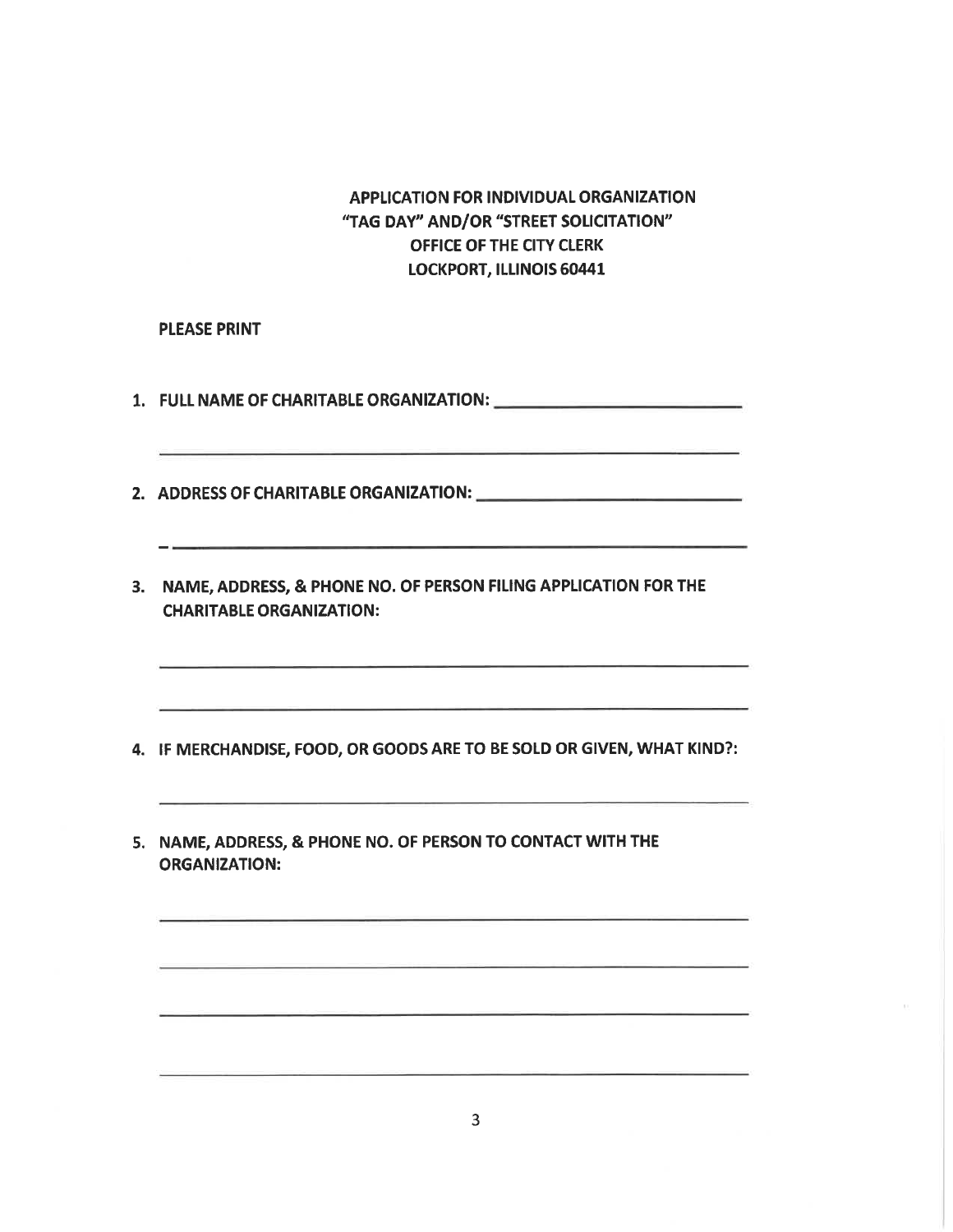**APPLICATION FOR INDIVIDUAL ORGANIZATION**
**"TAG DAY" AND/OR "STREET SOLICITATION"**
**OFFICE OF THE CITY CLERK**
**LOCKPORT, ILLINOIS 60441**

**PLEASE PRINT**

1. **FULL NAME OF CHARITABLE ORGANIZATION:** ______________________________

   ______________________________________________________________________

2. **ADDRESS OF CHARITABLE ORGANIZATION:** ______________________________

   ______________________________________________________________________

3. **NAME, ADDRESS, & PHONE NO. OF PERSON FILING APPLICATION FOR THE CHARITABLE ORGANIZATION:**

   ______________________________________________________________________

   ______________________________________________________________________

4. **IF MERCHANDISE, FOOD, OR GOODS ARE TO BE SOLD OR GIVEN, WHAT KIND?:**

   ______________________________________________________________________

5. **NAME, ADDRESS, & PHONE NO. OF PERSON TO CONTACT WITH THE ORGANIZATION:**

   ______________________________________________________________________

   ______________________________________________________________________

   ______________________________________________________________________

   ______________________________________________________________________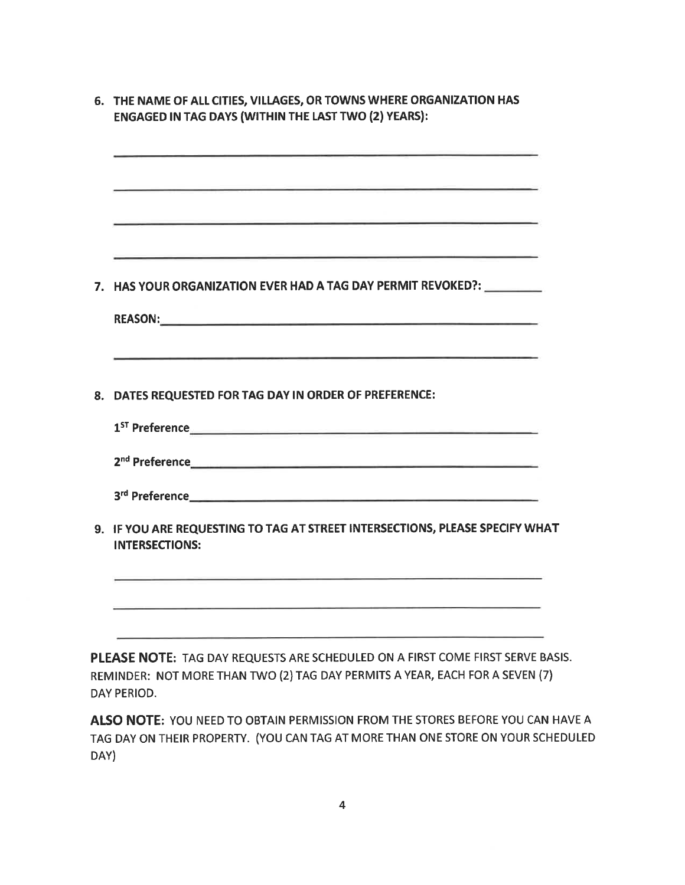6. **THE NAME OF ALL CITIES, VILLAGES, OR TOWNS WHERE ORGANIZATION HAS ENGAGED IN TAG DAYS (WITHIN THE LAST TWO (2) YEARS):**

______________________________________________________________

______________________________________________________________

______________________________________________________________

______________________________________________________________

7. **HAS YOUR ORGANIZATION EVER HAD A TAG DAY PERMIT REVOKED?: ________**

   **REASON:**______________________________________________________

   ______________________________________________________________

8. **DATES REQUESTED FOR TAG DAY IN ORDER OF PREFERENCE:**

   **1ST Preference**______________________________________________

   **2nd Preference**______________________________________________

   **3rd Preference**______________________________________________

9. **IF YOU ARE REQUESTING TO TAG AT STREET INTERSECTIONS, PLEASE SPECIFY WHAT INTERSECTIONS:**

______________________________________________________________

______________________________________________________________

______________________________________________________________

**PLEASE NOTE:** TAG DAY REQUESTS ARE SCHEDULED ON A FIRST COME FIRST SERVE BASIS. REMINDER: NOT MORE THAN TWO (2) TAG DAY PERMITS A YEAR, EACH FOR A SEVEN (7) DAY PERIOD.

**ALSO NOTE:** YOU NEED TO OBTAIN PERMISSION FROM THE STORES BEFORE YOU CAN HAVE A TAG DAY ON THEIR PROPERTY. (YOU CAN TAG AT MORE THAN ONE STORE ON YOUR SCHEDULED DAY)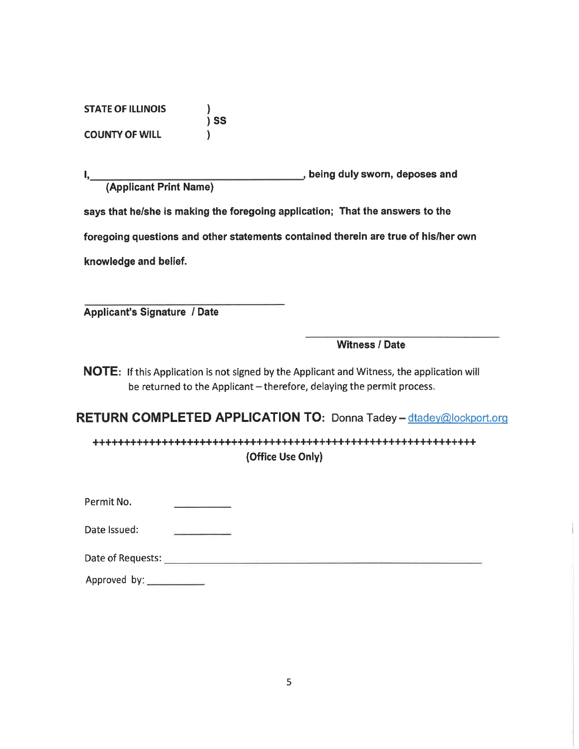**STATE OF ILLINOIS )**
**) SS**
**COUNTY OF WILL )**

**I,\_\_\_\_\_\_\_\_\_\_\_\_\_\_\_\_\_\_\_\_\_\_\_\_\_\_\_\_\_\_\_\_\_\_\_\_\_\_, being duly sworn, deposes and**
**(Applicant Print Name)**

**says that he/she is making the foregoing application; That the answers to the foregoing questions and other statements contained therein are true of his/her own knowledge and belief.**

\_\_\_\_\_\_\_\_\_\_\_\_\_\_\_\_\_\_\_\_\_\_\_\_\_\_\_\_\_\_\_\_\_\_\_\_
**Applicant's Signature / Date**

\_\_\_\_\_\_\_\_\_\_\_\_\_\_\_\_\_\_\_\_\_\_\_\_\_\_\_\_\_\_\_\_\_\_\_\_
**Witness / Date**

**NOTE**: If this Application is not signed by the Applicant and Witness, the application will be returned to the Applicant – therefore, delaying the permit process.

**RETURN COMPLETED APPLICATION TO:** Donna Tadey – dtadey@lockport.org

++++++++++++++++++++++++++++++++++++++++++++++++++++++++++++++++

**(Office Use Only)**

Permit No. \_\_\_\_\_\_\_\_\_\_

Date Issued: \_\_\_\_\_\_\_\_\_\_

Date of Requests: \_\_\_\_\_\_\_\_\_\_\_\_\_\_\_\_\_\_\_\_\_\_\_\_\_\_\_\_\_\_\_\_\_\_\_\_\_\_\_\_\_\_\_\_\_\_\_\_\_\_\_\_

Approved by: \_\_\_\_\_\_\_\_\_\_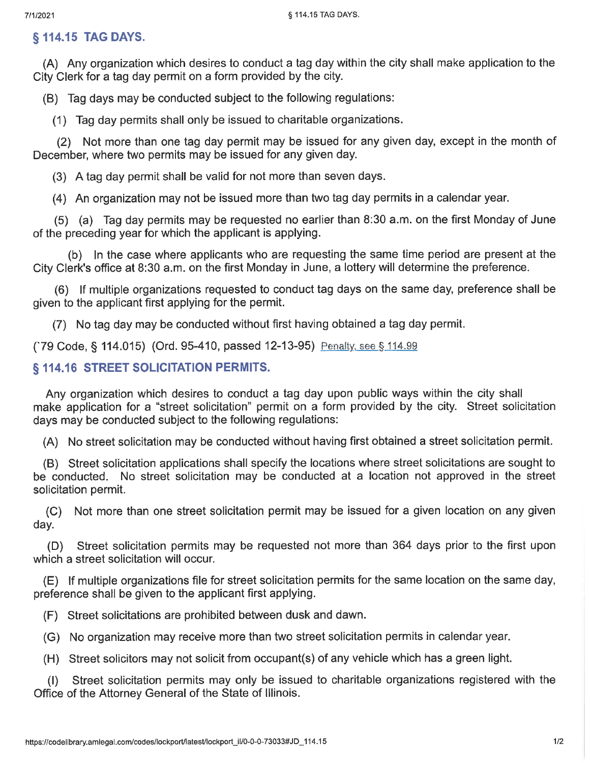## § 114.15 TAG DAYS.

(A) Any organization which desires to conduct a tag day within the city shall make application to the City Clerk for a tag day permit on a form provided by the city.

(B) Tag days may be conducted subject to the following regulations:

(1) Tag day permits shall only be issued to charitable organizations.

(2) Not more than one tag day permit may be issued for any given day, except in the month of December, where two permits may be issued for any given day.

(3) A tag day permit shall be valid for not more than seven days.

(4) An organization may not be issued more than two tag day permits in a calendar year.

(5) (a) Tag day permits may be requested no earlier than 8:30 a.m. on the first Monday of June of the preceding year for which the applicant is applying.

(b) In the case where applicants who are requesting the same time period are present at the City Clerk's office at 8:30 a.m. on the first Monday in June, a lottery will determine the preference.

(6) If multiple organizations requested to conduct tag days on the same day, preference shall be given to the applicant first applying for the permit.

(7) No tag day may be conducted without first having obtained a tag day permit.

('79 Code, § 114.015) (Ord. 95-410, passed 12-13-95) Penalty, see § 114.99

## § 114.16 STREET SOLICITATION PERMITS.

Any organization which desires to conduct a tag day upon public ways within the city shall make application for a "street solicitation" permit on a form provided by the city. Street solicitation days may be conducted subject to the following regulations:

(A) No street solicitation may be conducted without having first obtained a street solicitation permit.

(B) Street solicitation applications shall specify the locations where street solicitations are sought to be conducted. No street solicitation may be conducted at a location not approved in the street solicitation permit.

(C) Not more than one street solicitation permit may be issued for a given location on any given day.

(D) Street solicitation permits may be requested not more than 364 days prior to the first upon which a street solicitation will occur.

(E) If multiple organizations file for street solicitation permits for the same location on the same day, preference shall be given to the applicant first applying.

(F) Street solicitations are prohibited between dusk and dawn.

(G) No organization may receive more than two street solicitation permits in calendar year.

(H) Street solicitors may not solicit from occupant(s) of any vehicle which has a green light.

(I) Street solicitation permits may only be issued to charitable organizations registered with the Office of the Attorney General of the State of Illinois.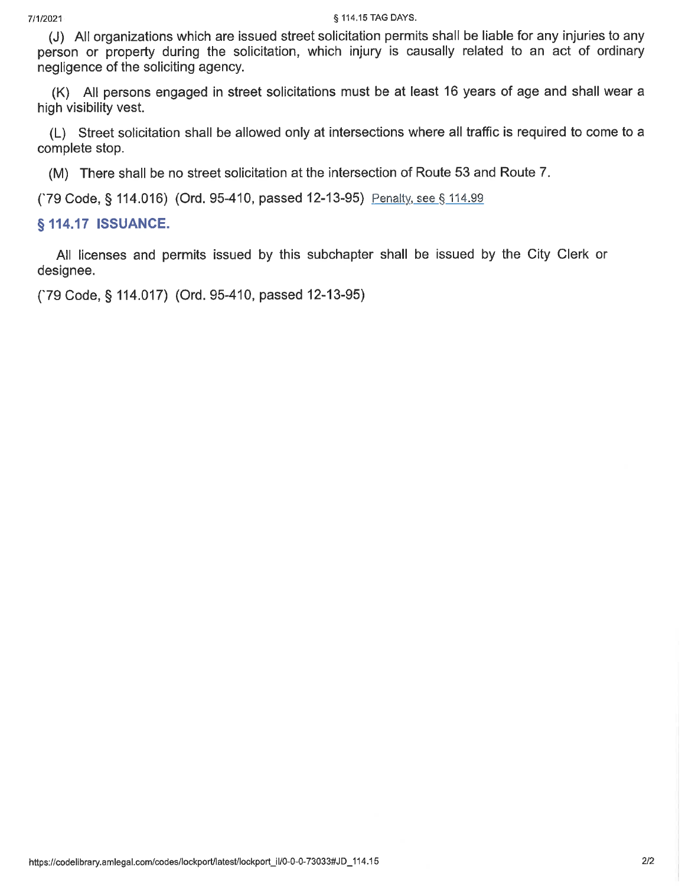(J) All organizations which are issued street solicitation permits shall be liable for any injuries to any person or property during the solicitation, which injury is causally related to an act of ordinary negligence of the soliciting agency.

(K) All persons engaged in street solicitations must be at least 16 years of age and shall wear a high visibility vest.

(L) Street solicitation shall be allowed only at intersections where all traffic is required to come to a complete stop.

(M) There shall be no street solicitation at the intersection of Route 53 and Route 7.

('79 Code, § 114.016) (Ord. 95-410, passed 12-13-95) Penalty, see § 114.99

## § 114.17 ISSUANCE.

All licenses and permits issued by this subchapter shall be issued by the City Clerk or designee.

('79 Code, § 114.017) (Ord. 95-410, passed 12-13-95)